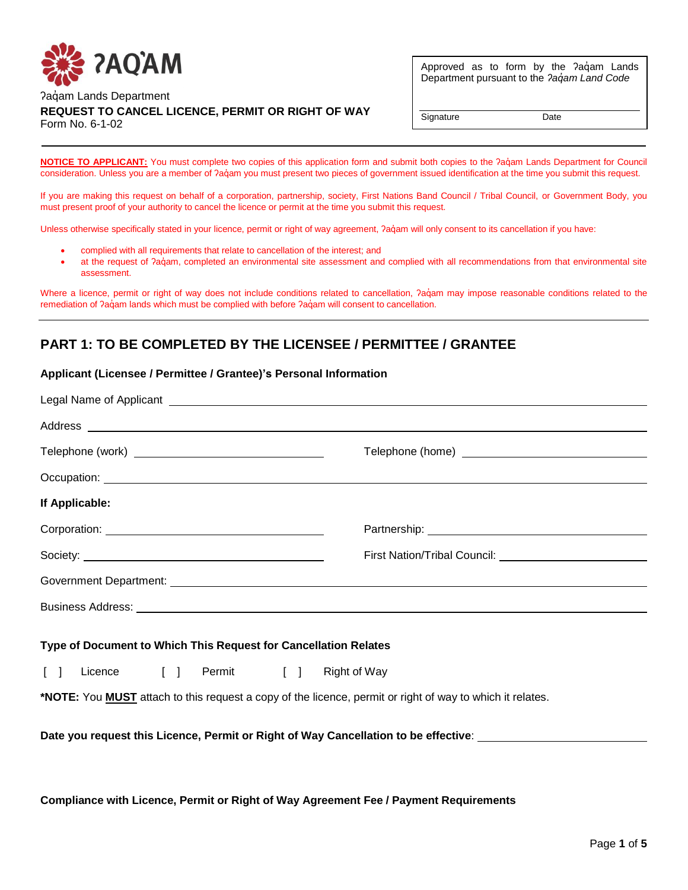ʔAQ̓ÁM

ʔaq̓am Lands Department

**REQUEST TO CANCEL LICENCE, PERMIT OR RIGHT OF WAY**

Form No. 6-1-02

Approved as to form by the ʔaq̓am Lands Department pursuant to the *ʔaq̓am Land Code*

Signature ____________ Date ____________

---

**NOTICE TO APPLICANT:** You must complete two copies of this application form and submit both copies to the ʔaq̓am Lands Department for Council consideration. Unless you are a member of ʔaq̓am you must present two pieces of government issued identification at the time you submit this request.

If you are making this request on behalf of a corporation, partnership, society, First Nations Band Council / Tribal Council, or Government Body, you must present proof of your authority to cancel the licence or permit at the time you submit this request.

Unless otherwise specifically stated in your licence, permit or right of way agreement, ʔaq̓am will only consent to its cancellation if you have:

- complied with all requirements that relate to cancellation of the interest; and
- at the request of ʔaq̓am, completed an environmental site assessment and complied with all recommendations from that environmental site assessment.

Where a licence, permit or right of way does not include conditions related to cancellation, ʔaq̓am may impose reasonable conditions related to the remediation of ʔaq̓am lands which must be complied with before ʔaq̓am will consent to cancellation.

---

## PART 1: TO BE COMPLETED BY THE LICENSEE / PERMITTEE / GRANTEE

**Applicant (Licensee / Permittee / Grantee)'s Personal Information**

Legal Name of Applicant ______________________________

Address ______________________________

Telephone (work) ______________________________ Telephone (home) ______________________________

Occupation: ______________________________

**If Applicable:**

Corporation: ______________________________ Partnership: ______________________________

Society: ______________________________ First Nation/Tribal Council: ______________________________

Government Department: ______________________________

Business Address: ______________________________

**Type of Document to Which This Request for Cancellation Relates**

[ ] Licence [ ] Permit [ ] Right of Way

***NOTE:** You **MUST** attach to this request a copy of the licence, permit or right of way to which it relates.

**Date you request this Licence, Permit or Right of Way Cancellation to be effective**: ______________________________

**Compliance with Licence, Permit or Right of Way Agreement Fee / Payment Requirements**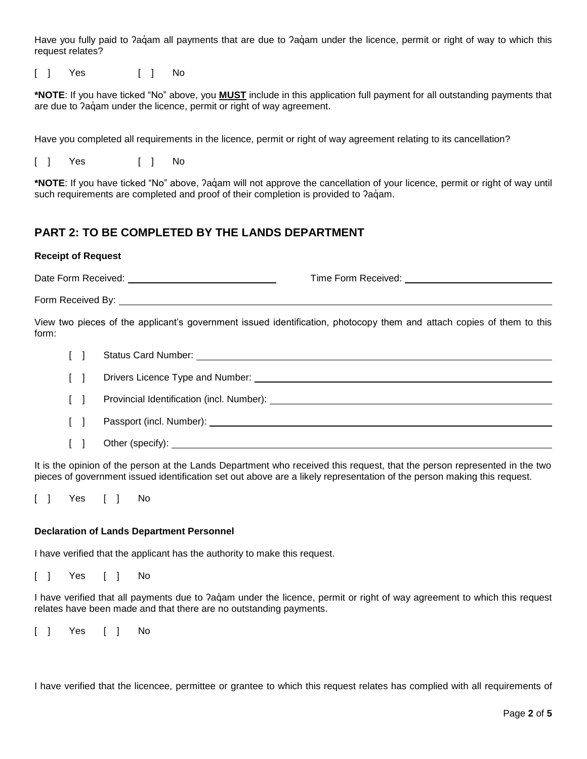Have you fully paid to ʔaq̓am all payments that are due to ʔaq̓am under the licence, permit or right of way to which this request relates?

[ ] Yes [ ] No

**\*NOTE**: If you have ticked "No" above, you **MUST** include in this application full payment for all outstanding payments that are due to ʔaq̓am under the licence, permit or right of way agreement.

Have you completed all requirements in the licence, permit or right of way agreement relating to its cancellation?

[ ] Yes [ ] No

**\*NOTE**: If you have ticked "No" above, ʔaq̓am will not approve the cancellation of your licence, permit or right of way until such requirements are completed and proof of their completion is provided to ʔaq̓am.

## PART 2: TO BE COMPLETED BY THE LANDS DEPARTMENT

**Receipt of Request**

Date Form Received: ____________________ Time Form Received: ____________________

Form Received By: ____________________________________________

View two pieces of the applicant's government issued identification, photocopy them and attach copies of them to this form:

[ ] Status Card Number: ____________________

[ ] Drivers Licence Type and Number: ____________________

[ ] Provincial Identification (incl. Number): ____________________

[ ] Passport (incl. Number): ____________________

[ ] Other (specify): ____________________

It is the opinion of the person at the Lands Department who received this request, that the person represented in the two pieces of government issued identification set out above are a likely representation of the person making this request.

[ ] Yes [ ] No

**Declaration of Lands Department Personnel**

I have verified that the applicant has the authority to make this request.

[ ] Yes [ ] No

I have verified that all payments due to ʔaq̓am under the licence, permit or right of way agreement to which this request relates have been made and that there are no outstanding payments.

[ ] Yes [ ] No

I have verified that the licencee, permittee or grantee to which this request relates has complied with all requirements of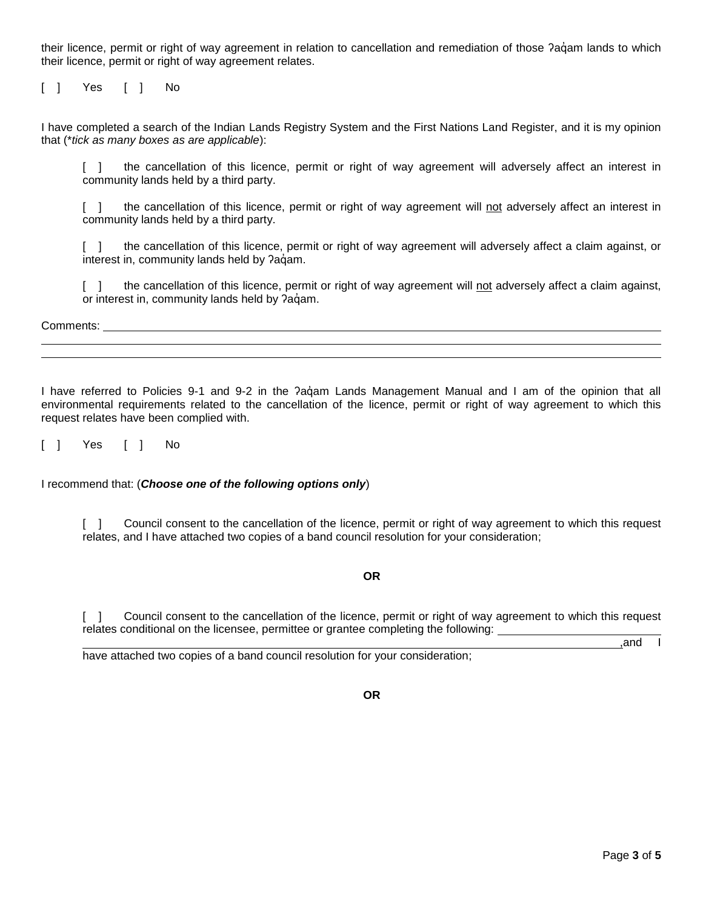their licence, permit or right of way agreement in relation to cancellation and remediation of those ʔaq̓am lands to which their licence, permit or right of way agreement relates.

[ ] Yes [ ] No

I have completed a search of the Indian Lands Registry System and the First Nations Land Register, and it is my opinion that (*tick as many boxes as are applicable*):

[ ] the cancellation of this licence, permit or right of way agreement will adversely affect an interest in community lands held by a third party.

[ ] the cancellation of this licence, permit or right of way agreement will <u>not</u> adversely affect an interest in community lands held by a third party.

[ ] the cancellation of this licence, permit or right of way agreement will adversely affect a claim against, or interest in, community lands held by ʔaq̓am.

[ ] the cancellation of this licence, permit or right of way agreement will <u>not</u> adversely affect a claim against, or interest in, community lands held by ʔaq̓am.

Comments: ______________________________________________________________________________

______________________________________________________________________________________

______________________________________________________________________________________

I have referred to Policies 9-1 and 9-2 in the ʔaq̓am Lands Management Manual and I am of the opinion that all environmental requirements related to the cancellation of the licence, permit or right of way agreement to which this request relates have been complied with.

[ ] Yes [ ] No

I recommend that: (***Choose one of the following options only***)

[ ] Council consent to the cancellation of the licence, permit or right of way agreement to which this request relates, and I have attached two copies of a band council resolution for your consideration;

**OR**

[ ] Council consent to the cancellation of the licence, permit or right of way agreement to which this request relates conditional on the licensee, permittee or grantee completing the following: ______________________

______________________________________________________________________________,and I have attached two copies of a band council resolution for your consideration;

**OR**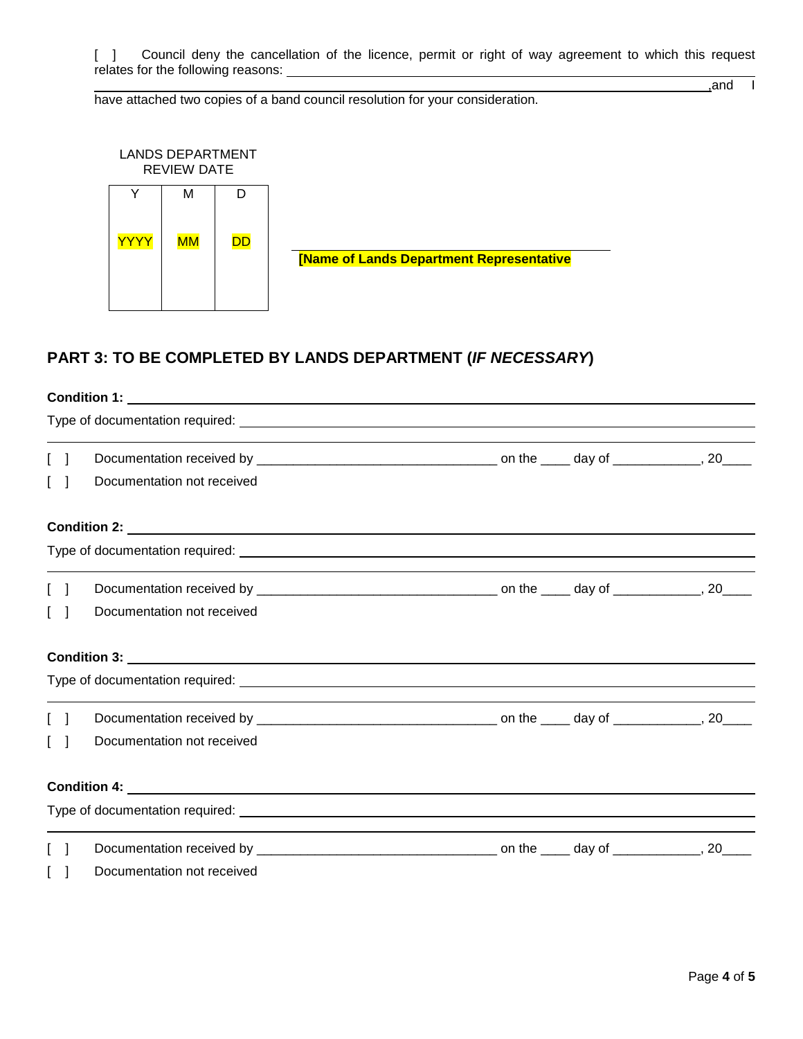[ ] Council deny the cancellation of the licence, permit or right of way agreement to which this request relates for the following reasons: ________________________________________________ ________________________________________________________________________________, and I have attached two copies of a band council resolution for your consideration.

LANDS DEPARTMENT REVIEW DATE

| Y | M | D |
|---|---|---|
| YYYY | MM | DD |

________________________________________
[Name of Lands Department Representative

## PART 3: TO BE COMPLETED BY LANDS DEPARTMENT (*IF NECESSARY*)

**Condition 1:** ________________________________________________________________

Type of documentation required: __________________________________________________

________________________________________________________________________________

[ ] Documentation received by _________________________________ on the ____ day of ____________, 20____

[ ] Documentation not received

**Condition 2:** ________________________________________________________________

Type of documentation required: __________________________________________________

________________________________________________________________________________

[ ] Documentation received by _________________________________ on the ____ day of ____________, 20____

[ ] Documentation not received

**Condition 3:** ________________________________________________________________

Type of documentation required: __________________________________________________

________________________________________________________________________________

[ ] Documentation received by _________________________________ on the ____ day of ____________, 20____

[ ] Documentation not received

**Condition 4:** ________________________________________________________________

Type of documentation required: __________________________________________________

________________________________________________________________________________

[ ] Documentation received by _________________________________ on the ____ day of ____________, 20____

[ ] Documentation not received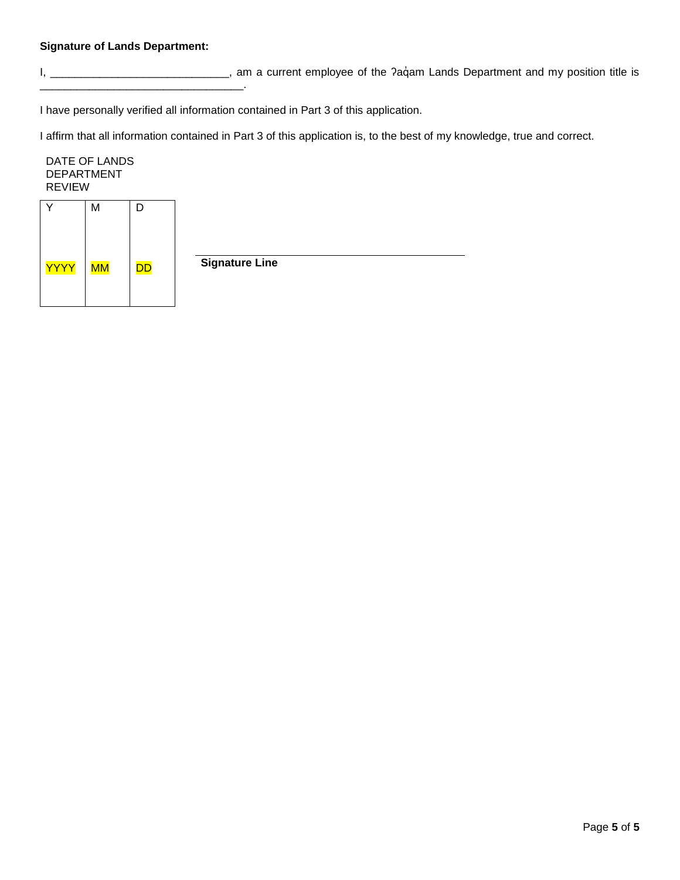**Signature of Lands Department:**

I, ______________________________, am a current employee of the ʔaq̓am Lands Department and my position title is __________________________________.

I have personally verified all information contained in Part 3 of this application.

I affirm that all information contained in Part 3 of this application is, to the best of my knowledge, true and correct.

DATE OF LANDS DEPARTMENT REVIEW

| Y | M | D |
|---|---|---|
| YYYY | MM | DD |

______________________________________

**Signature Line**